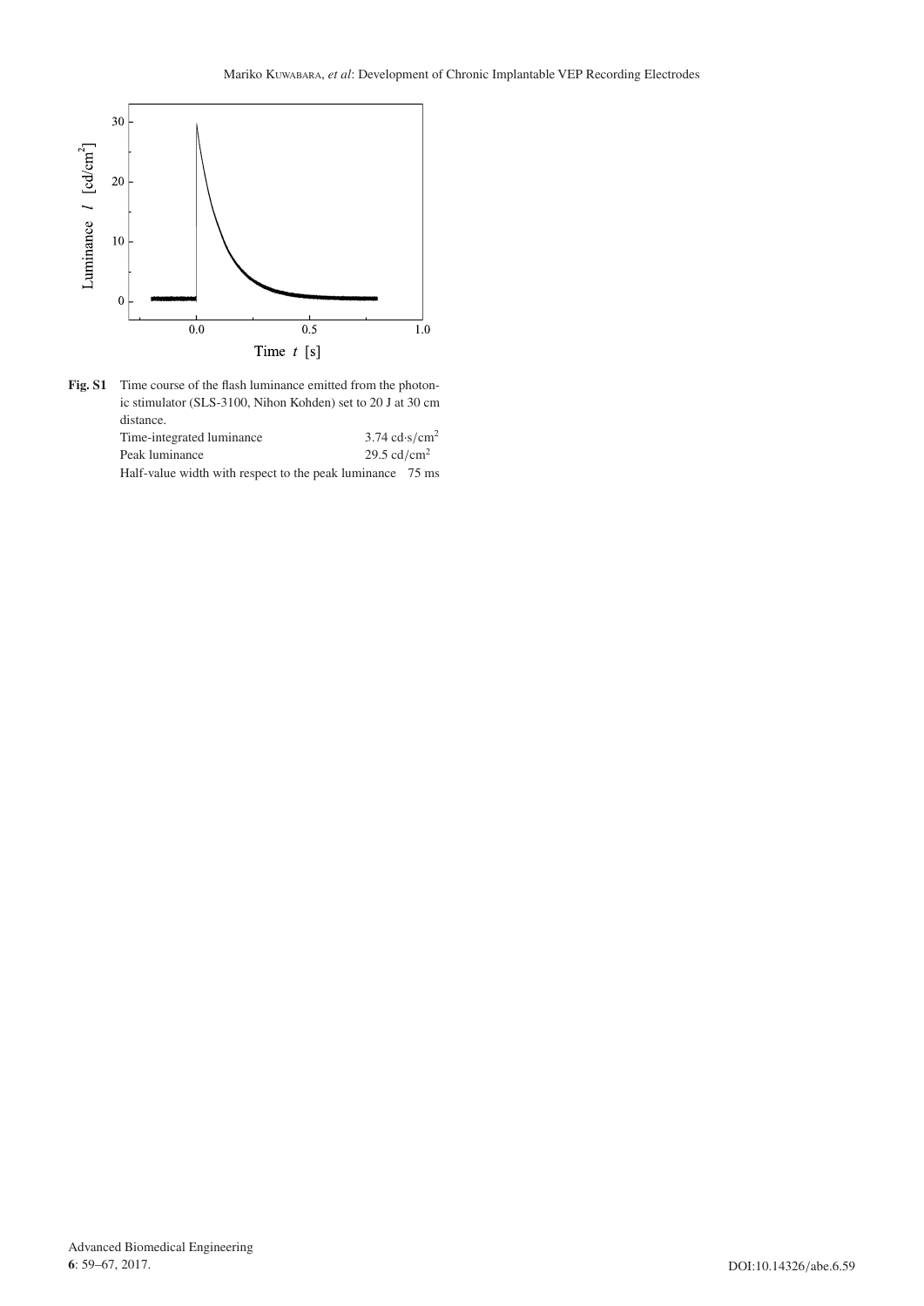**Fig. S1** Time course of the flash luminance emitted from the photonic stimulator (SLS-3100, Nihon Kohden) set to 20 J at 30 cm distance.

| | |
|---|---|
| Time-integrated luminance | 3.74 cd·s/cm$^2$ |
| Peak luminance | 29.5 cd/cm$^2$ |
| Half-value width with respect to the peak luminance | 75 ms |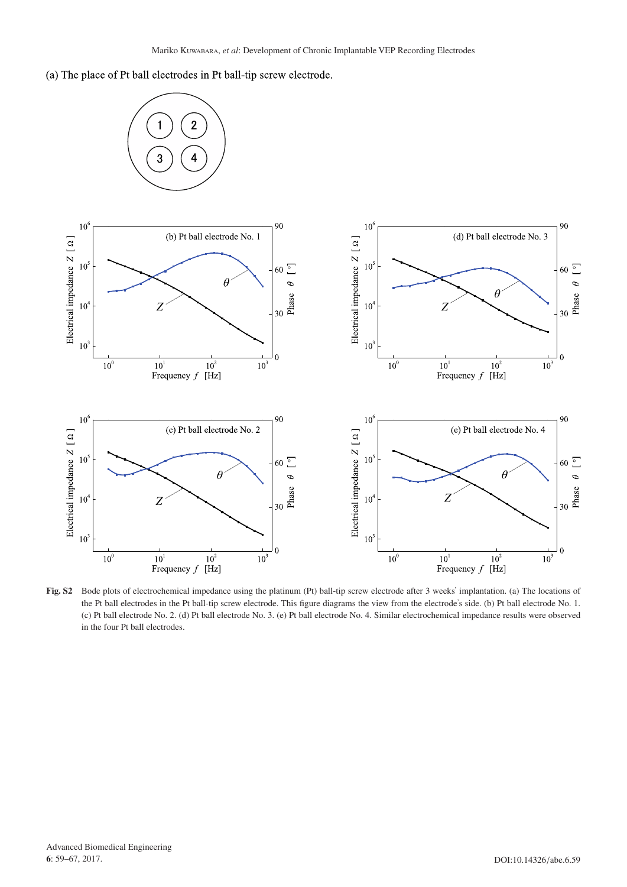(a) The place of Pt ball electrodes in Pt ball-tip screw electrode.

**Fig. S2** Bode plots of electrochemical impedance using the platinum (Pt) ball-tip screw electrode after 3 weeks' implantation. (a) The locations of the Pt ball electrodes in the Pt ball-tip screw electrode. This figure diagrams the view from the electrode's side. (b) Pt ball electrode No. 1. (c) Pt ball electrode No. 2. (d) Pt ball electrode No. 3. (e) Pt ball electrode No. 4. Similar electrochemical impedance results were observed in the four Pt ball electrodes.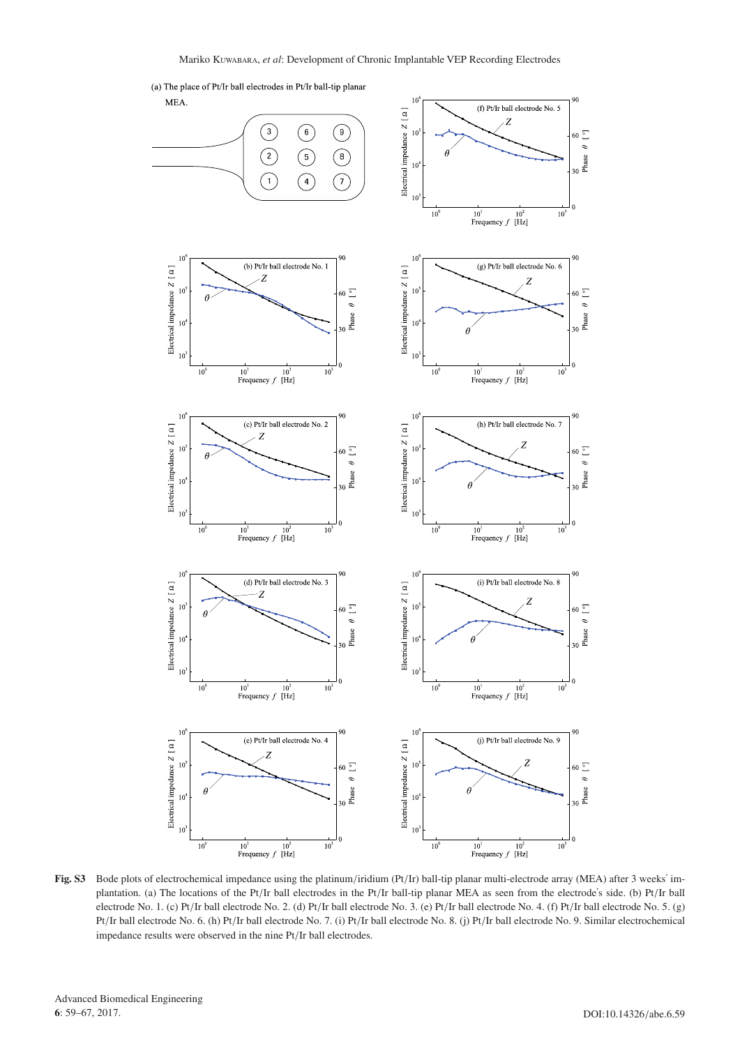(a) The place of Pt/Ir ball electrodes in Pt/Ir ball-tip planar MEA.

3 6 9
2 5 8
1 4 7

(b) Pt/Ir ball electrode No. 1

(c) Pt/Ir ball electrode No. 2

(d) Pt/Ir ball electrode No. 3

(e) Pt/Ir ball electrode No. 4

(f) Pt/Ir ball electrode No. 5

(g) Pt/Ir ball electrode No. 6

(h) Pt/Ir ball electrode No. 7

(i) Pt/Ir ball electrode No. 8

(j) Pt/Ir ball electrode No. 9

Z

θ

Electrical impedance Z [Ω]

Phase θ [°]

Frequency f [Hz]

$10^0$ $10^1$ $10^2$ $10^3$

$10^3$ $10^4$ $10^5$ $10^6$

0 30 60 90

**Fig. S3** Bode plots of electrochemical impedance using the platinum/iridium (Pt/Ir) ball-tip planar multi-electrode array (MEA) after 3 weeks' implantation. (a) The locations of the Pt/Ir ball electrodes in the Pt/Ir ball-tip planar MEA as seen from the electrode's side. (b) Pt/Ir ball electrode No. 1. (c) Pt/Ir ball electrode No. 2. (d) Pt/Ir ball electrode No. 3. (e) Pt/Ir ball electrode No. 4. (f) Pt/Ir ball electrode No. 5. (g) Pt/Ir ball electrode No. 6. (h) Pt/Ir ball electrode No. 7. (i) Pt/Ir ball electrode No. 8. (j) Pt/Ir ball electrode No. 9. Similar electrochemical impedance results were observed in the nine Pt/Ir ball electrodes.